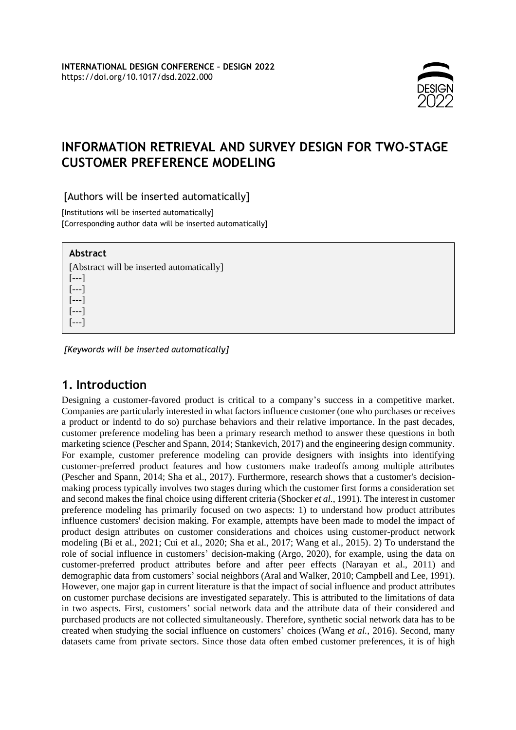**INTERNATIONAL DESIGN CONFERENCE – DESIGN 2022**
https://doi.org/10.1017/dsd.2022.000

# INFORMATION RETRIEVAL AND SURVEY DESIGN FOR TWO-STAGE CUSTOMER PREFERENCE MODELING

[Authors will be inserted automatically]

[Institutions will be inserted automatically]
[Corresponding author data will be inserted automatically]

**Abstract**

[Abstract will be inserted automatically]
[---]
[---]
[---]
[---]
[---]

*[Keywords will be inserted automatically]*

## 1. Introduction

Designing a customer-favored product is critical to a company's success in a competitive market. Companies are particularly interested in what factors influence customer (one who purchases or receives a product or indentd to do so) purchase behaviors and their relative importance. In the past decades, customer preference modeling has been a primary research method to answer these questions in both marketing science (Pescher and Spann, 2014; Stankevich, 2017) and the engineering design community. For example, customer preference modeling can provide designers with insights into identifying customer-preferred product features and how customers make tradeoffs among multiple attributes (Pescher and Spann, 2014; Sha et al., 2017). Furthermore, research shows that a customer's decision-making process typically involves two stages during which the customer first forms a consideration set and second makes the final choice using different criteria (Shocker *et al.*, 1991). The interest in customer preference modeling has primarily focused on two aspects: 1) to understand how product attributes influence customers' decision making. For example, attempts have been made to model the impact of product design attributes on customer considerations and choices using customer-product network modeling (Bi et al., 2021; Cui et al., 2020; Sha et al., 2017; Wang et al., 2015). 2) To understand the role of social influence in customers' decision-making (Argo, 2020), for example, using the data on customer-preferred product attributes before and after peer effects (Narayan et al., 2011) and demographic data from customers' social neighbors (Aral and Walker, 2010; Campbell and Lee, 1991). However, one major gap in current literature is that the impact of social influence and product attributes on customer purchase decisions are investigated separately. This is attributed to the limitations of data in two aspects. First, customers' social network data and the attribute data of their considered and purchased products are not collected simultaneously. Therefore, synthetic social network data has to be created when studying the social influence on customers' choices (Wang *et al.*, 2016). Second, many datasets came from private sectors. Since those data often embed customer preferences, it is of high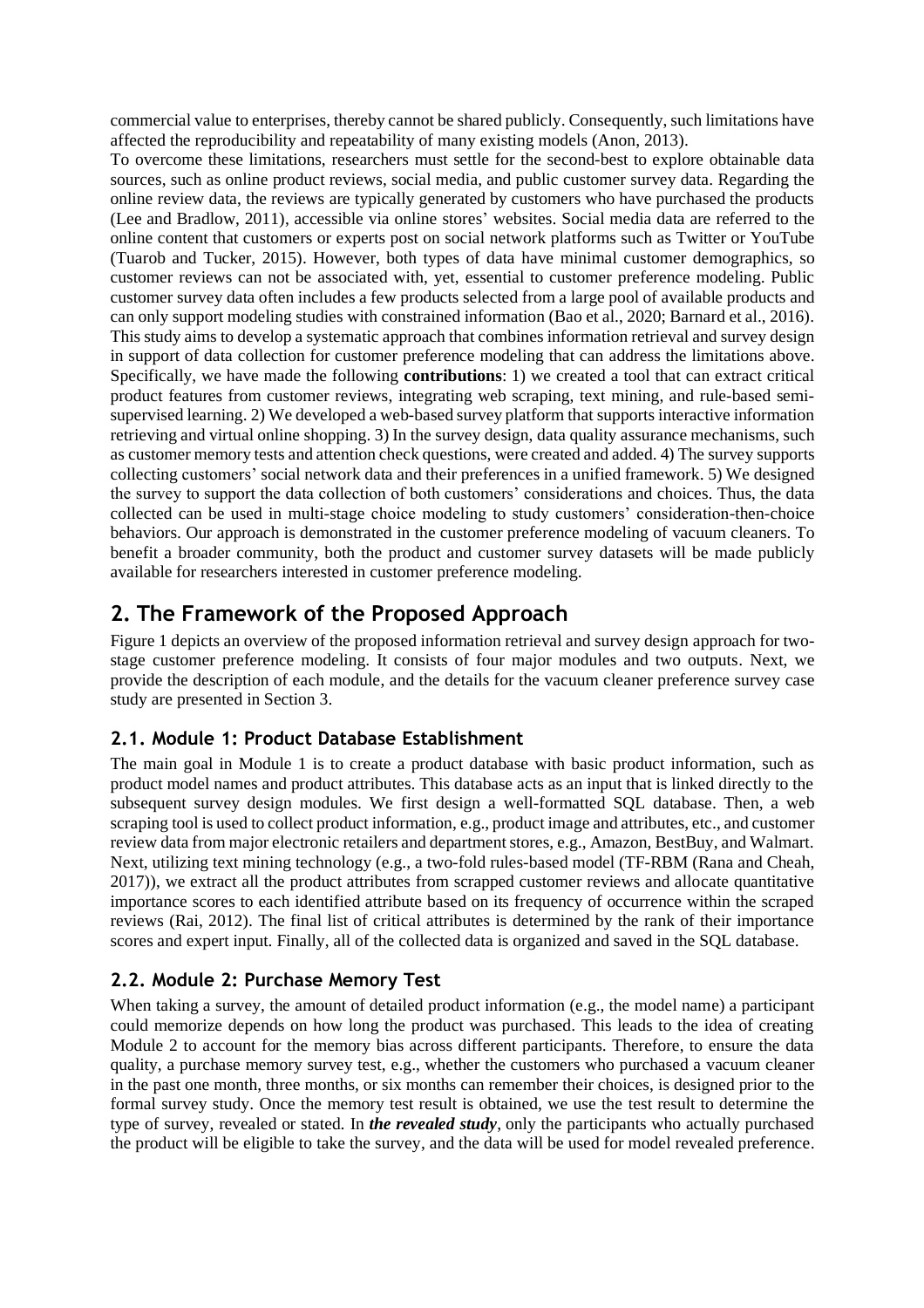commercial value to enterprises, thereby cannot be shared publicly. Consequently, such limitations have affected the reproducibility and repeatability of many existing models (Anon, 2013).

To overcome these limitations, researchers must settle for the second-best to explore obtainable data sources, such as online product reviews, social media, and public customer survey data. Regarding the online review data, the reviews are typically generated by customers who have purchased the products (Lee and Bradlow, 2011), accessible via online stores' websites. Social media data are referred to the online content that customers or experts post on social network platforms such as Twitter or YouTube (Tuarob and Tucker, 2015). However, both types of data have minimal customer demographics, so customer reviews can not be associated with, yet, essential to customer preference modeling. Public customer survey data often includes a few products selected from a large pool of available products and can only support modeling studies with constrained information (Bao et al., 2020; Barnard et al., 2016).

This study aims to develop a systematic approach that combines information retrieval and survey design in support of data collection for customer preference modeling that can address the limitations above. Specifically, we have made the following **contributions**: 1) we created a tool that can extract critical product features from customer reviews, integrating web scraping, text mining, and rule-based semi-supervised learning. 2) We developed a web-based survey platform that supports interactive information retrieving and virtual online shopping. 3) In the survey design, data quality assurance mechanisms, such as customer memory tests and attention check questions, were created and added. 4) The survey supports collecting customers' social network data and their preferences in a unified framework. 5) We designed the survey to support the data collection of both customers' considerations and choices. Thus, the data collected can be used in multi-stage choice modeling to study customers' consideration-then-choice behaviors. Our approach is demonstrated in the customer preference modeling of vacuum cleaners. To benefit a broader community, both the product and customer survey datasets will be made publicly available for researchers interested in customer preference modeling.

## 2. The Framework of the Proposed Approach

Figure 1 depicts an overview of the proposed information retrieval and survey design approach for two-stage customer preference modeling. It consists of four major modules and two outputs. Next, we provide the description of each module, and the details for the vacuum cleaner preference survey case study are presented in Section 3.

### 2.1. Module 1: Product Database Establishment

The main goal in Module 1 is to create a product database with basic product information, such as product model names and product attributes. This database acts as an input that is linked directly to the subsequent survey design modules. We first design a well-formatted SQL database. Then, a web scraping tool is used to collect product information, e.g., product image and attributes, etc., and customer review data from major electronic retailers and department stores, e.g., Amazon, BestBuy, and Walmart. Next, utilizing text mining technology (e.g., a two-fold rules-based model (TF-RBM (Rana and Cheah, 2017)), we extract all the product attributes from scrapped customer reviews and allocate quantitative importance scores to each identified attribute based on its frequency of occurrence within the scraped reviews (Rai, 2012). The final list of critical attributes is determined by the rank of their importance scores and expert input. Finally, all of the collected data is organized and saved in the SQL database.

### 2.2. Module 2: Purchase Memory Test

When taking a survey, the amount of detailed product information (e.g., the model name) a participant could memorize depends on how long the product was purchased. This leads to the idea of creating Module 2 to account for the memory bias across different participants. Therefore, to ensure the data quality, a purchase memory survey test, e.g., whether the customers who purchased a vacuum cleaner in the past one month, three months, or six months can remember their choices, is designed prior to the formal survey study. Once the memory test result is obtained, we use the test result to determine the type of survey, revealed or stated. In ***the revealed study***, only the participants who actually purchased the product will be eligible to take the survey, and the data will be used for model revealed preference.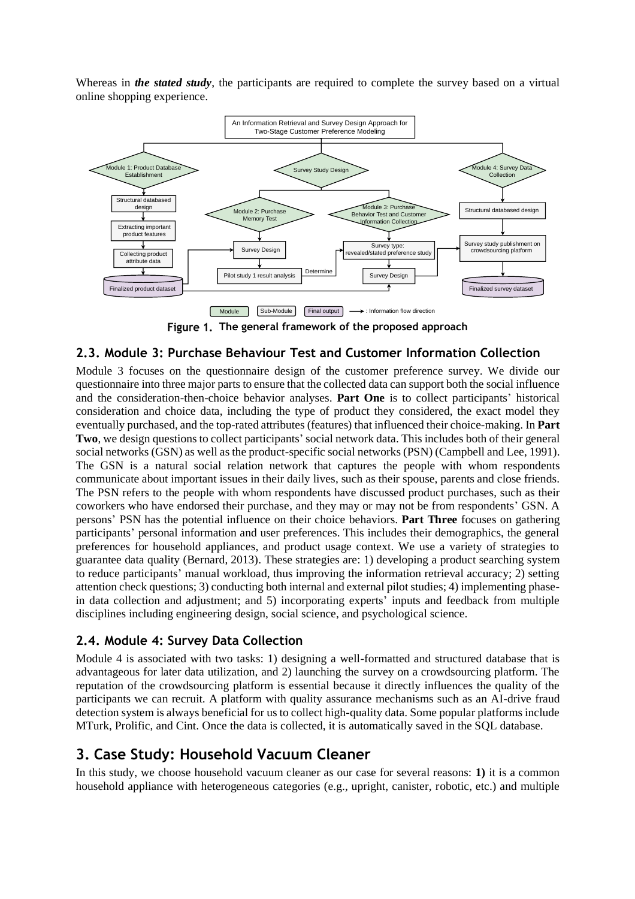Whereas in ***the stated study***, the participants are required to complete the survey based on a virtual online shopping experience.

**Figure 1.** The general framework of the proposed approach

## 2.3. Module 3: Purchase Behaviour Test and Customer Information Collection

Module 3 focuses on the questionnaire design of the customer preference survey. We divide our questionnaire into three major parts to ensure that the collected data can support both the social influence and the consideration-then-choice behavior analyses. **Part One** is to collect participants' historical consideration and choice data, including the type of product they considered, the exact model they eventually purchased, and the top-rated attributes (features) that influenced their choice-making. In **Part Two**, we design questions to collect participants' social network data. This includes both of their general social networks (GSN) as well as the product-specific social networks (PSN) (Campbell and Lee, 1991). The GSN is a natural social relation network that captures the people with whom respondents communicate about important issues in their daily lives, such as their spouse, parents and close friends. The PSN refers to the people with whom respondents have discussed product purchases, such as their coworkers who have endorsed their purchase, and they may or may not be from respondents' GSN. A persons' PSN has the potential influence on their choice behaviors. **Part Three** focuses on gathering participants' personal information and user preferences. This includes their demographics, the general preferences for household appliances, and product usage context. We use a variety of strategies to guarantee data quality (Bernard, 2013). These strategies are: 1) developing a product searching system to reduce participants' manual workload, thus improving the information retrieval accuracy; 2) setting attention check questions; 3) conducting both internal and external pilot studies; 4) implementing phase-in data collection and adjustment; and 5) incorporating experts' inputs and feedback from multiple disciplines including engineering design, social science, and psychological science.

## 2.4. Module 4: Survey Data Collection

Module 4 is associated with two tasks: 1) designing a well-formatted and structured database that is advantageous for later data utilization, and 2) launching the survey on a crowdsourcing platform. The reputation of the crowdsourcing platform is essential because it directly influences the quality of the participants we can recruit. A platform with quality assurance mechanisms such as an AI-drive fraud detection system is always beneficial for us to collect high-quality data. Some popular platforms include MTurk, Prolific, and Cint. Once the data is collected, it is automatically saved in the SQL database.

# 3. Case Study: Household Vacuum Cleaner

In this study, we choose household vacuum cleaner as our case for several reasons: **1)** it is a common household appliance with heterogeneous categories (e.g., upright, canister, robotic, etc.) and multiple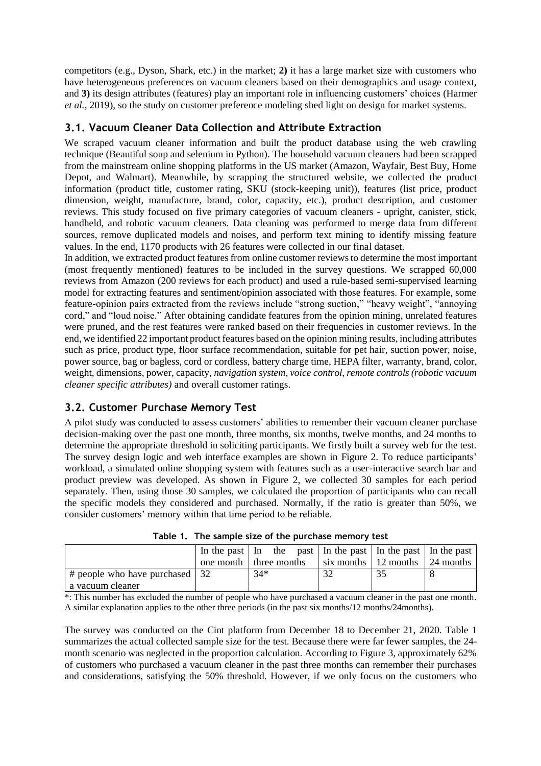competitors (e.g., Dyson, Shark, etc.) in the market; **2)** it has a large market size with customers who have heterogeneous preferences on vacuum cleaners based on their demographics and usage context, and **3)** its design attributes (features) play an important role in influencing customers' choices (Harmer *et al.*, 2019), so the study on customer preference modeling shed light on design for market systems.

## 3.1. Vacuum Cleaner Data Collection and Attribute Extraction

We scraped vacuum cleaner information and built the product database using the web crawling technique (Beautiful soup and selenium in Python). The household vacuum cleaners had been scrapped from the mainstream online shopping platforms in the US market (Amazon, Wayfair, Best Buy, Home Depot, and Walmart). Meanwhile, by scrapping the structured website, we collected the product information (product title, customer rating, SKU (stock-keeping unit)), features (list price, product dimension, weight, manufacture, brand, color, capacity, etc.), product description, and customer reviews. This study focused on five primary categories of vacuum cleaners - upright, canister, stick, handheld, and robotic vacuum cleaners. Data cleaning was performed to merge data from different sources, remove duplicated models and noises, and perform text mining to identify missing feature values. In the end, 1170 products with 26 features were collected in our final dataset.

In addition, we extracted product features from online customer reviews to determine the most important (most frequently mentioned) features to be included in the survey questions. We scrapped 60,000 reviews from Amazon (200 reviews for each product) and used a rule-based semi-supervised learning model for extracting features and sentiment/opinion associated with those features. For example, some feature-opinion pairs extracted from the reviews include "strong suction," "heavy weight", "annoying cord," and "loud noise." After obtaining candidate features from the opinion mining, unrelated features were pruned, and the rest features were ranked based on their frequencies in customer reviews. In the end, we identified 22 important product features based on the opinion mining results, including attributes such as price, product type, floor surface recommendation, suitable for pet hair, suction power, noise, power source, bag or bagless, cord or cordless, battery charge time, HEPA filter, warranty, brand, color, weight, dimensions, power, capacity, *navigation system, voice control, remote controls (robotic vacuum cleaner specific attributes)* and overall customer ratings.

## 3.2. Customer Purchase Memory Test

A pilot study was conducted to assess customers' abilities to remember their vacuum cleaner purchase decision-making over the past one month, three months, six months, twelve months, and 24 months to determine the appropriate threshold in soliciting participants. We firstly built a survey web for the test. The survey design logic and web interface examples are shown in Figure 2. To reduce participants' workload, a simulated online shopping system with features such as a user-interactive search bar and product preview was developed. As shown in Figure 2, we collected 30 samples for each period separately. Then, using those 30 samples, we calculated the proportion of participants who can recall the specific models they considered and purchased. Normally, if the ratio is greater than 50%, we consider customers' memory within that time period to be reliable.

**Table 1. The sample size of the purchase memory test**

| | In the past one month | In the past three months | In the past six months | In the past 12 months | In the past 24 months |
|---|---|---|---|---|---|
| # people who have purchased a vacuum cleaner | 32 | 34* | 32 | 35 | 8 |

*: This number has excluded the number of people who have purchased a vacuum cleaner in the past one month. A similar explanation applies to the other three periods (in the past six months/12 months/24months).

The survey was conducted on the Cint platform from December 18 to December 21, 2020. Table 1 summarizes the actual collected sample size for the test. Because there were far fewer samples, the 24-month scenario was neglected in the proportion calculation. According to Figure 3, approximately 62% of customers who purchased a vacuum cleaner in the past three months can remember their purchases and considerations, satisfying the 50% threshold. However, if we only focus on the customers who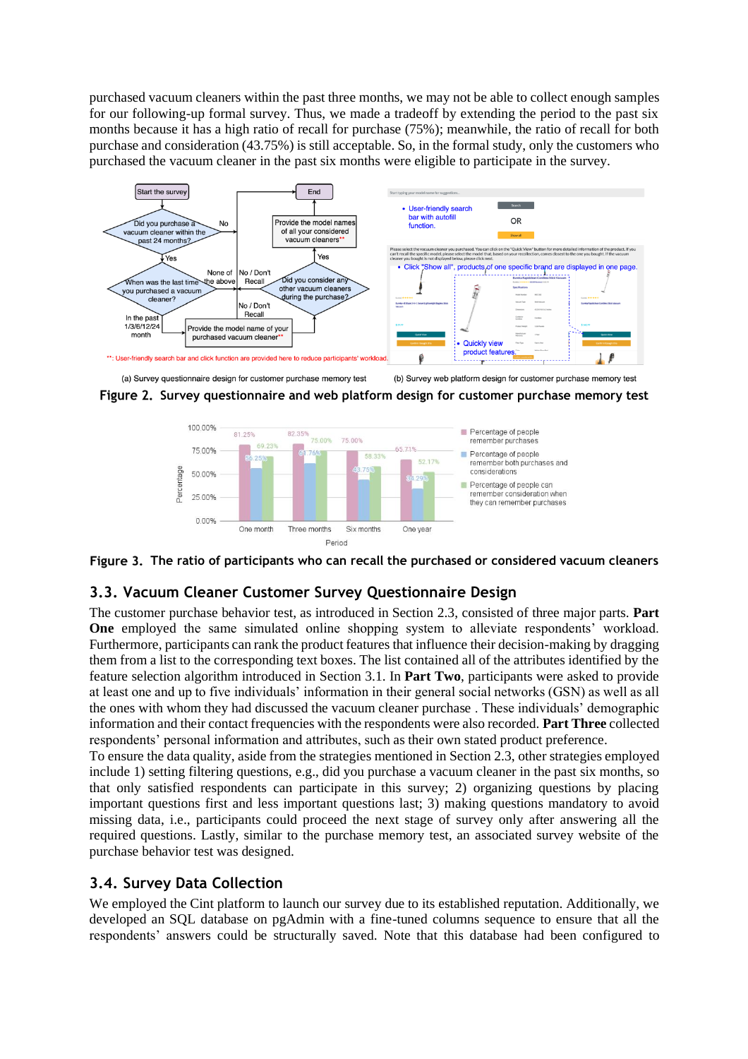purchased vacuum cleaners within the past three months, we may not be able to collect enough samples for our following-up formal survey. Thus, we made a tradeoff by extending the period to the past six months because it has a high ratio of recall for purchase (75%); meanwhile, the ratio of recall for both purchase and consideration (43.75%) is still acceptable. So, in the formal study, only the customers who purchased the vacuum cleaner in the past six months were eligible to participate in the survey.

(a) Survey questionnaire design for customer purchase memory test (b) Survey web platform design for customer purchase memory test

**Figure 2. Survey questionnaire and web platform design for customer purchase memory test**

**Figure 3. The ratio of participants who can recall the purchased or considered vacuum cleaners**

## 3.3. Vacuum Cleaner Customer Survey Questionnaire Design

The customer purchase behavior test, as introduced in Section 2.3, consisted of three major parts. **Part One** employed the same simulated online shopping system to alleviate respondents' workload. Furthermore, participants can rank the product features that influence their decision-making by dragging them from a list to the corresponding text boxes. The list contained all of the attributes identified by the feature selection algorithm introduced in Section 3.1. In **Part Two**, participants were asked to provide at least one and up to five individuals' information in their general social networks (GSN) as well as all the ones with whom they had discussed the vacuum cleaner purchase . These individuals' demographic information and their contact frequencies with the respondents were also recorded. **Part Three** collected respondents' personal information and attributes, such as their own stated product preference.

To ensure the data quality, aside from the strategies mentioned in Section 2.3, other strategies employed include 1) setting filtering questions, e.g., did you purchase a vacuum cleaner in the past six months, so that only satisfied respondents can participate in this survey; 2) organizing questions by placing important questions first and less important questions last; 3) making questions mandatory to avoid missing data, i.e., participants could proceed the next stage of survey only after answering all the required questions. Lastly, similar to the purchase memory test, an associated survey website of the purchase behavior test was designed.

## 3.4. Survey Data Collection

We employed the Cint platform to launch our survey due to its established reputation. Additionally, we developed an SQL database on pgAdmin with a fine-tuned columns sequence to ensure that all the respondents' answers could be structurally saved. Note that this database had been configured to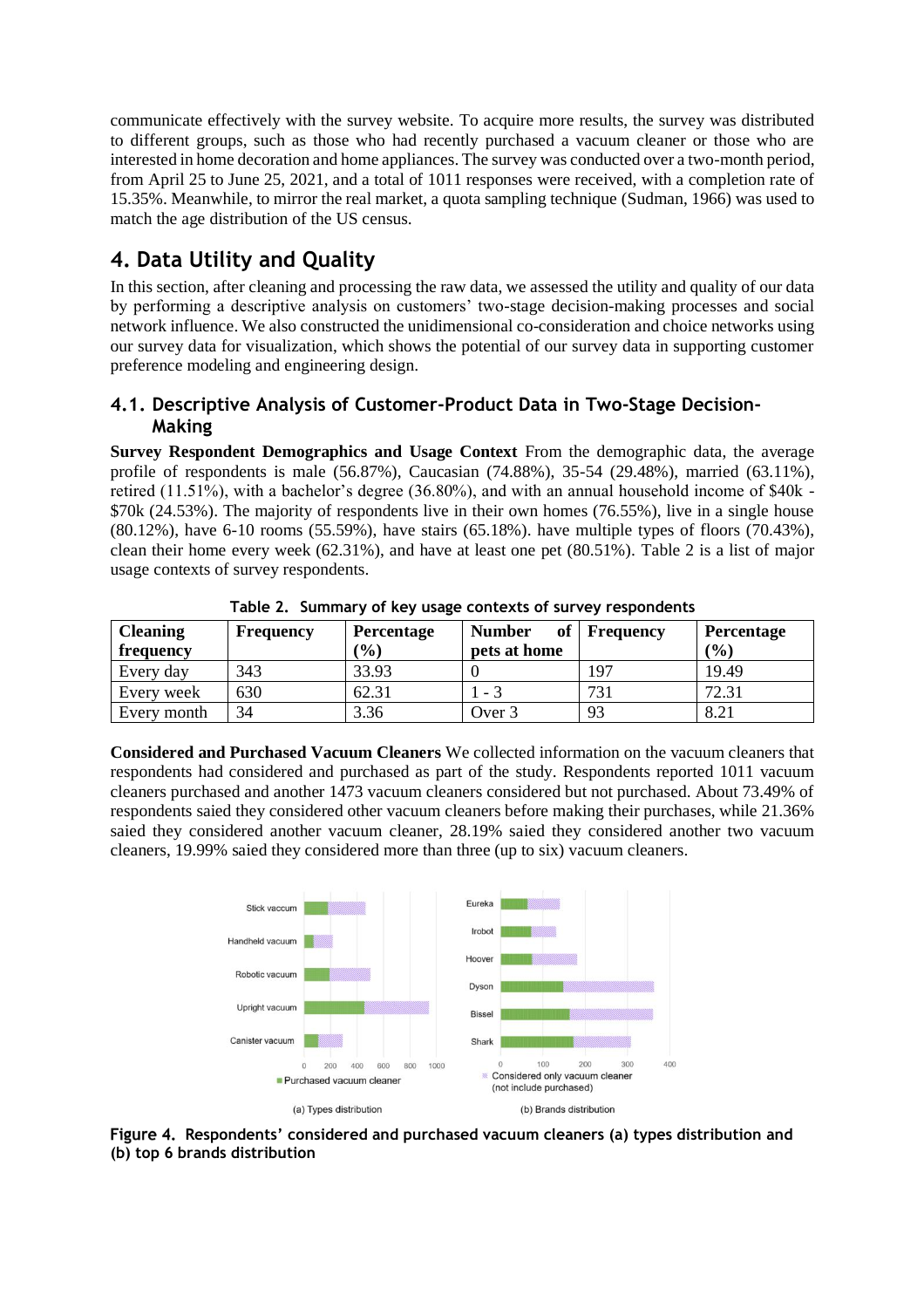communicate effectively with the survey website. To acquire more results, the survey was distributed to different groups, such as those who had recently purchased a vacuum cleaner or those who are interested in home decoration and home appliances. The survey was conducted over a two-month period, from April 25 to June 25, 2021, and a total of 1011 responses were received, with a completion rate of 15.35%. Meanwhile, to mirror the real market, a quota sampling technique (Sudman, 1966) was used to match the age distribution of the US census.

## 4. Data Utility and Quality

In this section, after cleaning and processing the raw data, we assessed the utility and quality of our data by performing a descriptive analysis on customers' two-stage decision-making processes and social network influence. We also constructed the unidimensional co-consideration and choice networks using our survey data for visualization, which shows the potential of our survey data in supporting customer preference modeling and engineering design.

### 4.1. Descriptive Analysis of Customer-Product Data in Two-Stage Decision-Making

**Survey Respondent Demographics and Usage Context** From the demographic data, the average profile of respondents is male (56.87%), Caucasian (74.88%), 35-54 (29.48%), married (63.11%), retired (11.51%), with a bachelor's degree (36.80%), and with an annual household income of \$40k - \$70k (24.53%). The majority of respondents live in their own homes (76.55%), live in a single house (80.12%), have 6-10 rooms (55.59%), have stairs (65.18%). have multiple types of floors (70.43%), clean their home every week (62.31%), and have at least one pet (80.51%). Table 2 is a list of major usage contexts of survey respondents.

**Table 2. Summary of key usage contexts of survey respondents**

| Cleaning frequency | Frequency | Percentage (%) | Number of pets at home | Frequency | Percentage (%) |
|---|---|---|---|---|---|
| Every day | 343 | 33.93 | 0 | 197 | 19.49 |
| Every week | 630 | 62.31 | 1 - 3 | 731 | 72.31 |
| Every month | 34 | 3.36 | Over 3 | 93 | 8.21 |

**Considered and Purchased Vacuum Cleaners** We collected information on the vacuum cleaners that respondents had considered and purchased as part of the study. Respondents reported 1011 vacuum cleaners purchased and another 1473 vacuum cleaners considered but not purchased. About 73.49% of respondents saied they considered other vacuum cleaners before making their purchases, while 21.36% saied they considered another vacuum cleaner, 28.19% saied they considered another two vacuum cleaners, 19.99% saied they considered more than three (up to six) vacuum cleaners.

**Figure 4. Respondents' considered and purchased vacuum cleaners (a) types distribution and (b) top 6 brands distribution**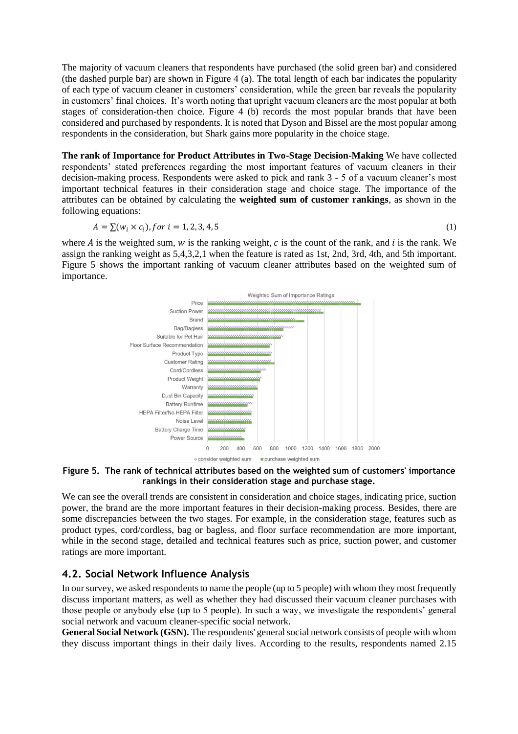The majority of vacuum cleaners that respondents have purchased (the solid green bar) and considered (the dashed purple bar) are shown in Figure 4 (a). The total length of each bar indicates the popularity of each type of vacuum cleaner in customers' consideration, while the green bar reveals the popularity in customers' final choices. It's worth noting that upright vacuum cleaners are the most popular at both stages of consideration-then choice. Figure 4 (b) records the most popular brands that have been considered and purchased by respondents. It is noted that Dyson and Bissel are the most popular among respondents in the consideration, but Shark gains more popularity in the choice stage.

**The rank of Importance for Product Attributes in Two-Stage Decision-Making** We have collected respondents' stated preferences regarding the most important features of vacuum cleaners in their decision-making process. Respondents were asked to pick and rank 3 - 5 of a vacuum cleaner's most important technical features in their consideration stage and choice stage. The importance of the attributes can be obtained by calculating the **weighted sum of customer rankings**, as shown in the following equations:

$$A = \sum(w_i \times c_i), for\ i = 1, 2, 3, 4, 5 \tag{1}$$

where $A$ is the weighted sum, $w$ is the ranking weight, $c$ is the count of the rank, and $i$ is the rank. We assign the ranking weight as 5,4,3,2,1 when the feature is rated as 1st, 2nd, 3rd, 4th, and 5th important. Figure 5 shows the important ranking of vacuum cleaner attributes based on the weighted sum of importance.

**Figure 5. The rank of technical attributes based on the weighted sum of customers' importance rankings in their consideration stage and purchase stage.**

We can see the overall trends are consistent in consideration and choice stages, indicating price, suction power, the brand are the more important features in their decision-making process. Besides, there are some discrepancies between the two stages. For example, in the consideration stage, features such as product types, cord/cordless, bag or bagless, and floor surface recommendation are more important, while in the second stage, detailed and technical features such as price, suction power, and customer ratings are more important.

## 4.2. Social Network Influence Analysis

In our survey, we asked respondents to name the people (up to 5 people) with whom they most frequently discuss important matters, as well as whether they had discussed their vacuum cleaner purchases with those people or anybody else (up to 5 people). In such a way, we investigate the respondents' general social network and vacuum cleaner-specific social network.

**General Social Network (GSN).** The respondents' general social network consists of people with whom they discuss important things in their daily lives. According to the results, respondents named 2.15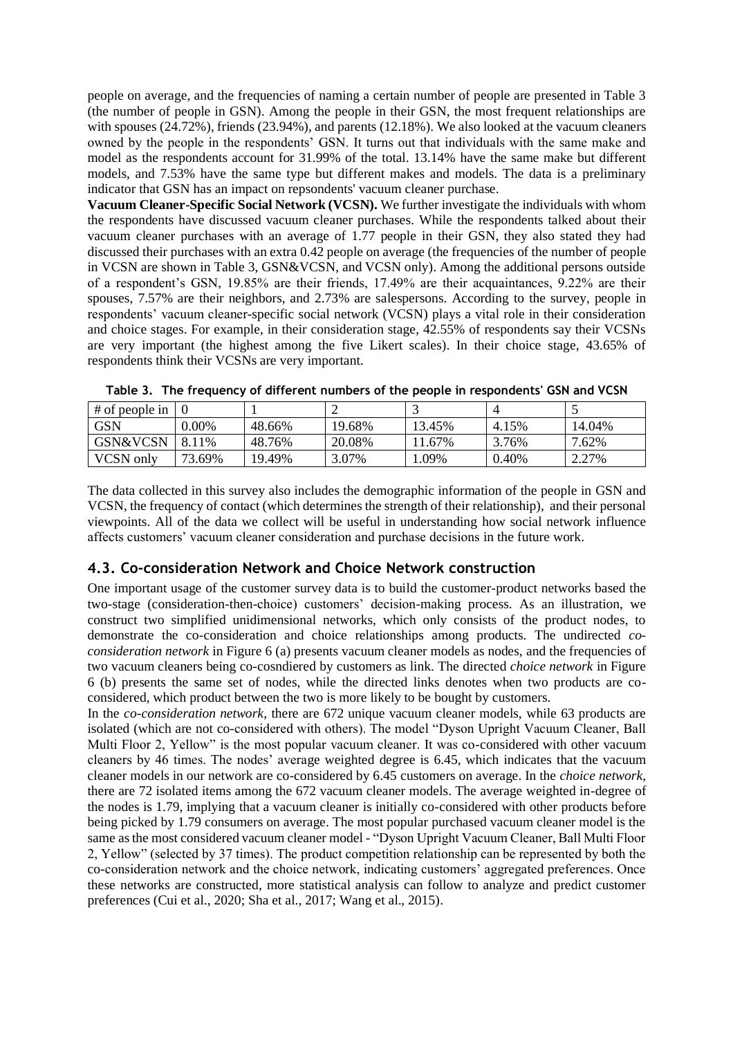people on average, and the frequencies of naming a certain number of people are presented in Table 3 (the number of people in GSN). Among the people in their GSN, the most frequent relationships are with spouses (24.72%), friends (23.94%), and parents (12.18%). We also looked at the vacuum cleaners owned by the people in the respondents' GSN. It turns out that individuals with the same make and model as the respondents account for 31.99% of the total. 13.14% have the same make but different models, and 7.53% have the same type but different makes and models. The data is a preliminary indicator that GSN has an impact on repsondents' vacuum cleaner purchase.

**Vacuum Cleaner-Specific Social Network (VCSN).** We further investigate the individuals with whom the respondents have discussed vacuum cleaner purchases. While the respondents talked about their vacuum cleaner purchases with an average of 1.77 people in their GSN, they also stated they had discussed their purchases with an extra 0.42 people on average (the frequencies of the number of people in VCSN are shown in Table 3, GSN&VCSN, and VCSN only). Among the additional persons outside of a respondent's GSN, 19.85% are their friends, 17.49% are their acquaintances, 9.22% are their spouses, 7.57% are their neighbors, and 2.73% are salespersons. According to the survey, people in respondents' vacuum cleaner-specific social network (VCSN) plays a vital role in their consideration and choice stages. For example, in their consideration stage, 42.55% of respondents say their VCSNs are very important (the highest among the five Likert scales). In their choice stage, 43.65% of respondents think their VCSNs are very important.

**Table 3. The frequency of different numbers of the people in respondents' GSN and VCSN**

| # of people in | 0 | 1 | 2 | 3 | 4 | 5 |
|---|---|---|---|---|---|---|
| GSN | 0.00% | 48.66% | 19.68% | 13.45% | 4.15% | 14.04% |
| GSN&VCSN | 8.11% | 48.76% | 20.08% | 11.67% | 3.76% | 7.62% |
| VCSN only | 73.69% | 19.49% | 3.07% | 1.09% | 0.40% | 2.27% |

The data collected in this survey also includes the demographic information of the people in GSN and VCSN, the frequency of contact (which determines the strength of their relationship), and their personal viewpoints. All of the data we collect will be useful in understanding how social network influence affects customers' vacuum cleaner consideration and purchase decisions in the future work.

### 4.3. Co-consideration Network and Choice Network construction

One important usage of the customer survey data is to build the customer-product networks based the two-stage (consideration-then-choice) customers' decision-making process. As an illustration, we construct two simplified unidimensional networks, which only consists of the product nodes, to demonstrate the co-consideration and choice relationships among products. The undirected *co-consideration network* in Figure 6 (a) presents vacuum cleaner models as nodes, and the frequencies of two vacuum cleaners being co-cosndiered by customers as link. The directed *choice network* in Figure 6 (b) presents the same set of nodes, while the directed links denotes when two products are co-considered, which product between the two is more likely to be bought by customers.

In the *co-consideration network*, there are 672 unique vacuum cleaner models, while 63 products are isolated (which are not co-considered with others). The model "Dyson Upright Vacuum Cleaner, Ball Multi Floor 2, Yellow" is the most popular vacuum cleaner. It was co-considered with other vacuum cleaners by 46 times. The nodes' average weighted degree is 6.45, which indicates that the vacuum cleaner models in our network are co-considered by 6.45 customers on average. In the *choice network*, there are 72 isolated items among the 672 vacuum cleaner models. The average weighted in-degree of the nodes is 1.79, implying that a vacuum cleaner is initially co-considered with other products before being picked by 1.79 consumers on average. The most popular purchased vacuum cleaner model is the same as the most considered vacuum cleaner model - "Dyson Upright Vacuum Cleaner, Ball Multi Floor 2, Yellow" (selected by 37 times). The product competition relationship can be represented by both the co-consideration network and the choice network, indicating customers' aggregated preferences. Once these networks are constructed, more statistical analysis can follow to analyze and predict customer preferences (Cui et al., 2020; Sha et al., 2017; Wang et al., 2015).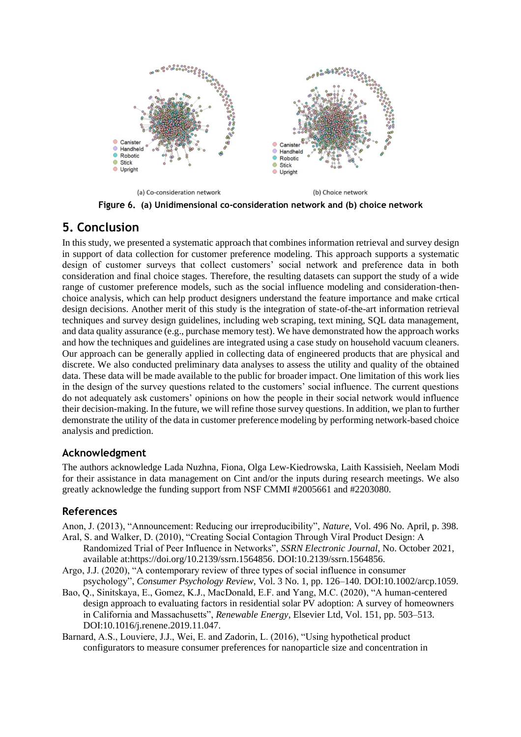(a) Co-consideration network

(b) Choice network

**Figure 6. (a) Unidimensional co-consideration network and (b) choice network**

## 5. Conclusion

In this study, we presented a systematic approach that combines information retrieval and survey design in support of data collection for customer preference modeling. This approach supports a systematic design of customer surveys that collect customers' social network and preference data in both consideration and final choice stages. Therefore, the resulting datasets can support the study of a wide range of customer preference models, such as the social influence modeling and consideration-then-choice analysis, which can help product designers understand the feature importance and make crtical design decisions. Another merit of this study is the integration of state-of-the-art information retrieval techniques and survey design guidelines, including web scraping, text mining, SQL data management, and data quality assurance (e.g., purchase memory test). We have demonstrated how the approach works and how the techniques and guidelines are integrated using a case study on household vacuum cleaners. Our approach can be generally applied in collecting data of engineered products that are physical and discrete. We also conducted preliminary data analyses to assess the utility and quality of the obtained data. These data will be made available to the public for broader impact. One limitation of this work lies in the design of the survey questions related to the customers' social influence. The current questions do not adequately ask customers' opinions on how the people in their social network would influence their decision-making. In the future, we will refine those survey questions. In addition, we plan to further demonstrate the utility of the data in customer preference modeling by performing network-based choice analysis and prediction.

### Acknowledgment

The authors acknowledge Lada Nuzhna, Fiona, Olga Lew-Kiedrowska, Laith Kassisieh, Neelam Modi for their assistance in data management on Cint and/or the inputs during research meetings. We also greatly acknowledge the funding support from NSF CMMI #2005661 and #2203080.

### References

Anon, J. (2013), "Announcement: Reducing our irreproducibility", *Nature*, Vol. 496 No. April, p. 398.

Aral, S. and Walker, D. (2010), "Creating Social Contagion Through Viral Product Design: A Randomized Trial of Peer Influence in Networks", *SSRN Electronic Journal*, No. October 2021, available at:https://doi.org/10.2139/ssrn.1564856. DOI:10.2139/ssrn.1564856.

Argo, J.J. (2020), "A contemporary review of three types of social influence in consumer psychology", *Consumer Psychology Review*, Vol. 3 No. 1, pp. 126–140. DOI:10.1002/arcp.1059.

Bao, Q., Sinitskaya, E., Gomez, K.J., MacDonald, E.F. and Yang, M.C. (2020), "A human-centered design approach to evaluating factors in residential solar PV adoption: A survey of homeowners in California and Massachusetts", *Renewable Energy*, Elsevier Ltd, Vol. 151, pp. 503–513. DOI:10.1016/j.renene.2019.11.047.

Barnard, A.S., Louviere, J.J., Wei, E. and Zadorin, L. (2016), "Using hypothetical product configurators to measure consumer preferences for nanoparticle size and concentration in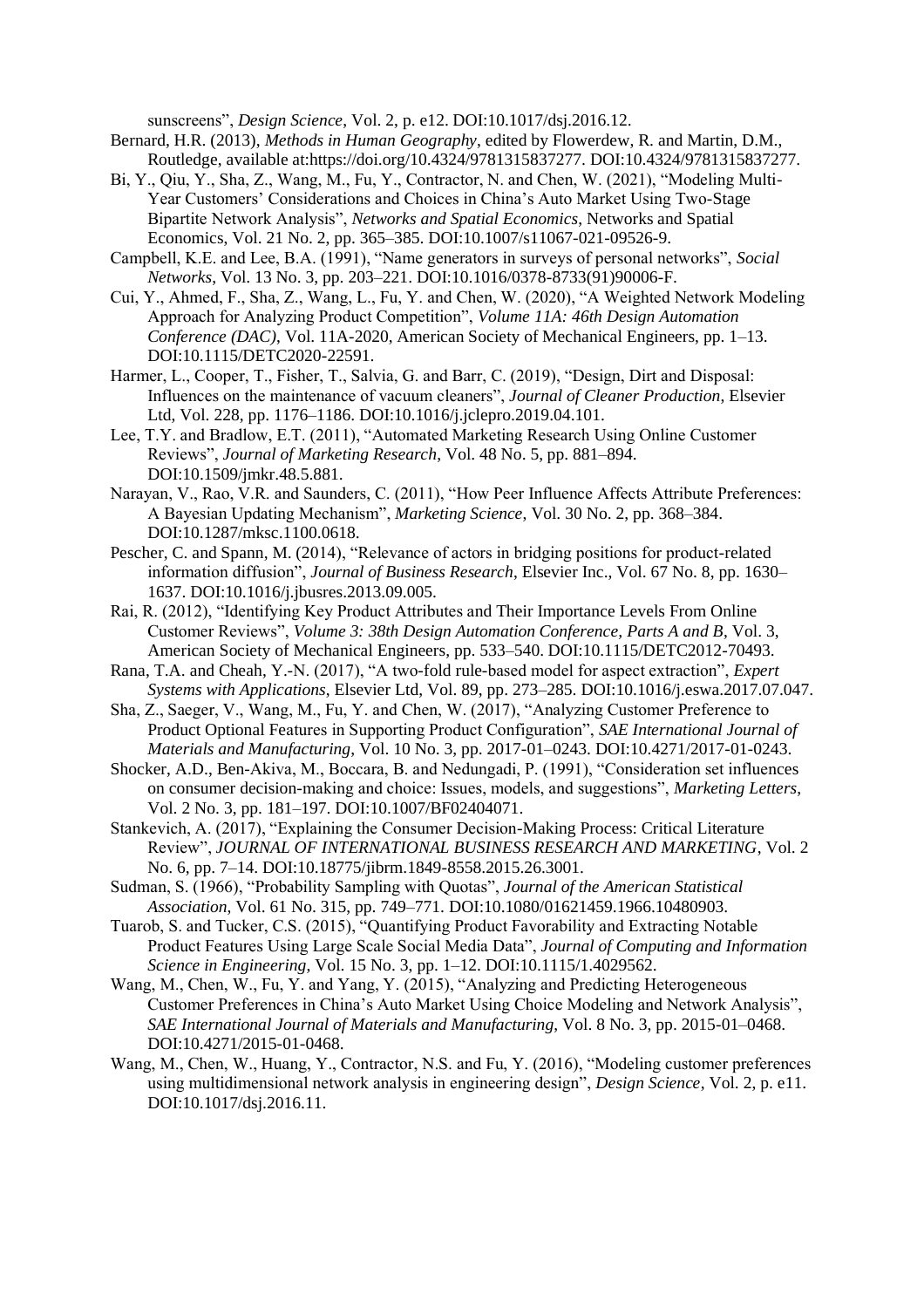sunscreens", *Design Science*, Vol. 2, p. e12. DOI:10.1017/dsj.2016.12.

Bernard, H.R. (2013), *Methods in Human Geography*, edited by Flowerdew, R. and Martin, D.M., Routledge, available at:https://doi.org/10.4324/9781315837277. DOI:10.4324/9781315837277.

Bi, Y., Qiu, Y., Sha, Z., Wang, M., Fu, Y., Contractor, N. and Chen, W. (2021), "Modeling Multi-Year Customers' Considerations and Choices in China's Auto Market Using Two-Stage Bipartite Network Analysis", *Networks and Spatial Economics*, Networks and Spatial Economics, Vol. 21 No. 2, pp. 365–385. DOI:10.1007/s11067-021-09526-9.

Campbell, K.E. and Lee, B.A. (1991), "Name generators in surveys of personal networks", *Social Networks*, Vol. 13 No. 3, pp. 203–221. DOI:10.1016/0378-8733(91)90006-F.

Cui, Y., Ahmed, F., Sha, Z., Wang, L., Fu, Y. and Chen, W. (2020), "A Weighted Network Modeling Approach for Analyzing Product Competition", *Volume 11A: 46th Design Automation Conference (DAC)*, Vol. 11A-2020, American Society of Mechanical Engineers, pp. 1–13. DOI:10.1115/DETC2020-22591.

Harmer, L., Cooper, T., Fisher, T., Salvia, G. and Barr, C. (2019), "Design, Dirt and Disposal: Influences on the maintenance of vacuum cleaners", *Journal of Cleaner Production*, Elsevier Ltd, Vol. 228, pp. 1176–1186. DOI:10.1016/j.jclepro.2019.04.101.

Lee, T.Y. and Bradlow, E.T. (2011), "Automated Marketing Research Using Online Customer Reviews", *Journal of Marketing Research*, Vol. 48 No. 5, pp. 881–894. DOI:10.1509/jmkr.48.5.881.

Narayan, V., Rao, V.R. and Saunders, C. (2011), "How Peer Influence Affects Attribute Preferences: A Bayesian Updating Mechanism", *Marketing Science*, Vol. 30 No. 2, pp. 368–384. DOI:10.1287/mksc.1100.0618.

Pescher, C. and Spann, M. (2014), "Relevance of actors in bridging positions for product-related information diffusion", *Journal of Business Research*, Elsevier Inc., Vol. 67 No. 8, pp. 1630–1637. DOI:10.1016/j.jbusres.2013.09.005.

Rai, R. (2012), "Identifying Key Product Attributes and Their Importance Levels From Online Customer Reviews", *Volume 3: 38th Design Automation Conference, Parts A and B*, Vol. 3, American Society of Mechanical Engineers, pp. 533–540. DOI:10.1115/DETC2012-70493.

Rana, T.A. and Cheah, Y.-N. (2017), "A two-fold rule-based model for aspect extraction", *Expert Systems with Applications*, Elsevier Ltd, Vol. 89, pp. 273–285. DOI:10.1016/j.eswa.2017.07.047.

Sha, Z., Saeger, V., Wang, M., Fu, Y. and Chen, W. (2017), "Analyzing Customer Preference to Product Optional Features in Supporting Product Configuration", *SAE International Journal of Materials and Manufacturing*, Vol. 10 No. 3, pp. 2017-01–0243. DOI:10.4271/2017-01-0243.

Shocker, A.D., Ben-Akiva, M., Boccara, B. and Nedungadi, P. (1991), "Consideration set influences on consumer decision-making and choice: Issues, models, and suggestions", *Marketing Letters*, Vol. 2 No. 3, pp. 181–197. DOI:10.1007/BF02404071.

Stankevich, A. (2017), "Explaining the Consumer Decision-Making Process: Critical Literature Review", *JOURNAL OF INTERNATIONAL BUSINESS RESEARCH AND MARKETING*, Vol. 2 No. 6, pp. 7–14. DOI:10.18775/jibrm.1849-8558.2015.26.3001.

Sudman, S. (1966), "Probability Sampling with Quotas", *Journal of the American Statistical Association*, Vol. 61 No. 315, pp. 749–771. DOI:10.1080/01621459.1966.10480903.

Tuarob, S. and Tucker, C.S. (2015), "Quantifying Product Favorability and Extracting Notable Product Features Using Large Scale Social Media Data", *Journal of Computing and Information Science in Engineering*, Vol. 15 No. 3, pp. 1–12. DOI:10.1115/1.4029562.

Wang, M., Chen, W., Fu, Y. and Yang, Y. (2015), "Analyzing and Predicting Heterogeneous Customer Preferences in China's Auto Market Using Choice Modeling and Network Analysis", *SAE International Journal of Materials and Manufacturing*, Vol. 8 No. 3, pp. 2015-01–0468. DOI:10.4271/2015-01-0468.

Wang, M., Chen, W., Huang, Y., Contractor, N.S. and Fu, Y. (2016), "Modeling customer preferences using multidimensional network analysis in engineering design", *Design Science*, Vol. 2, p. e11. DOI:10.1017/dsj.2016.11.